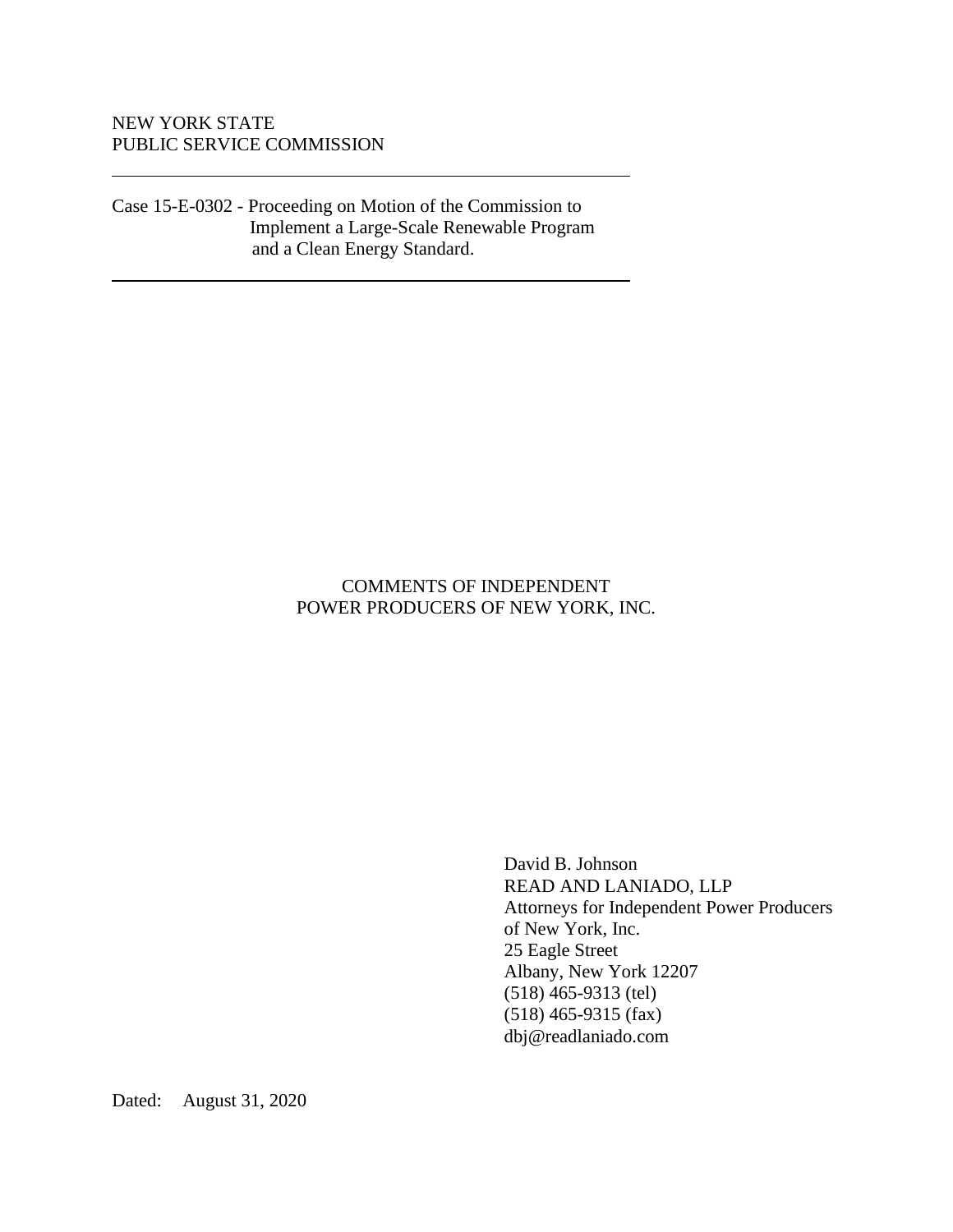NEW YORK STATE
PUBLIC SERVICE COMMISSION

---

Case 15-E-0302 - Proceeding on Motion of the Commission to Implement a Large-Scale Renewable Program and a Clean Energy Standard.

---

COMMENTS OF INDEPENDENT
POWER PRODUCERS OF NEW YORK, INC.

David B. Johnson
READ AND LANIADO, LLP
Attorneys for Independent Power Producers of New York, Inc.
25 Eagle Street
Albany, New York 12207
(518) 465-9313 (tel)
(518) 465-9315 (fax)
dbj@readlaniado.com

Dated: August 31, 2020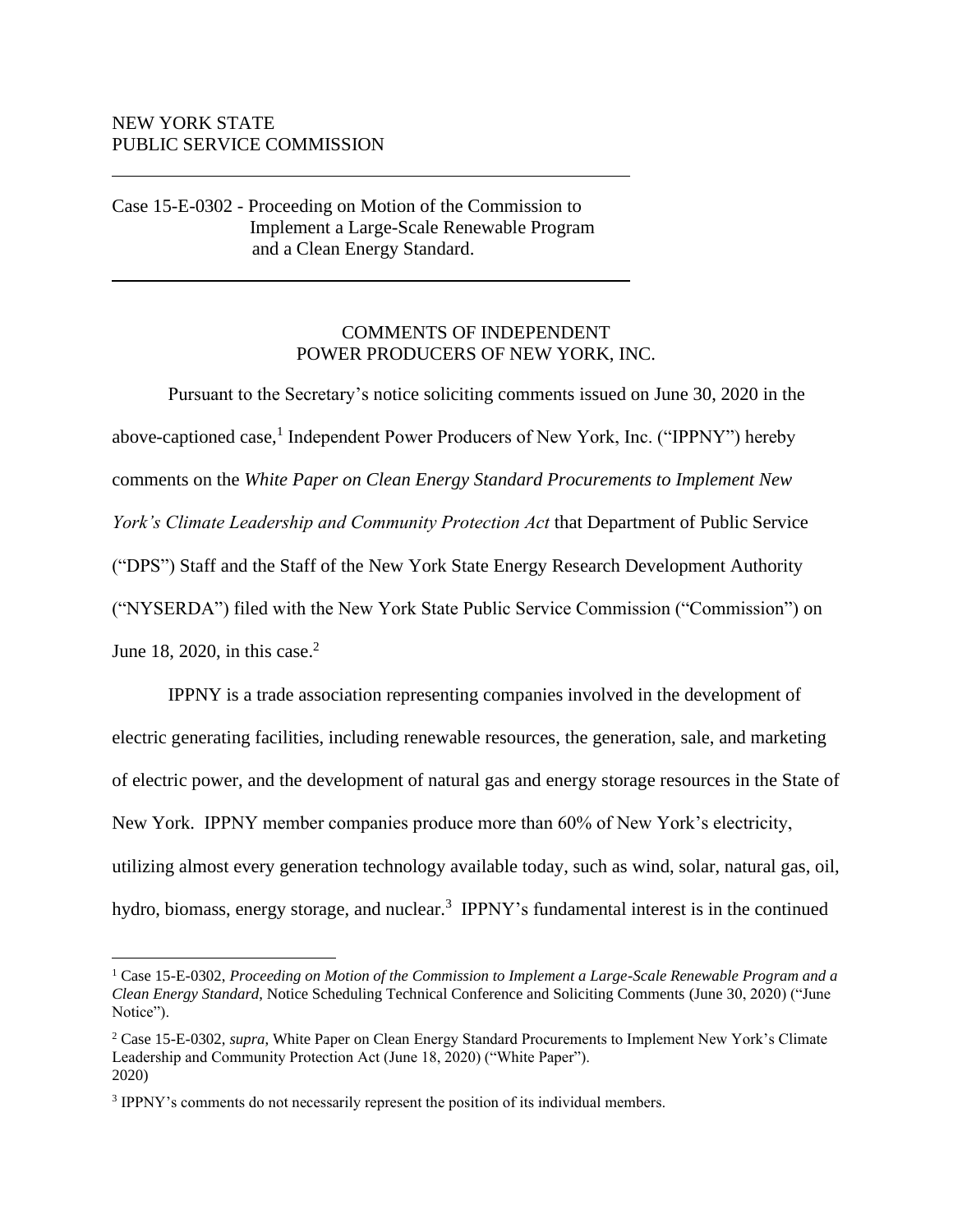NEW YORK STATE
PUBLIC SERVICE COMMISSION

---

Case 15-E-0302 - Proceeding on Motion of the Commission to Implement a Large-Scale Renewable Program and a Clean Energy Standard.

---

COMMENTS OF INDEPENDENT
POWER PRODUCERS OF NEW YORK, INC.

Pursuant to the Secretary's notice soliciting comments issued on June 30, 2020 in the above-captioned case,[1] Independent Power Producers of New York, Inc. ("IPPNY") hereby comments on the *White Paper on Clean Energy Standard Procurements to Implement New York's Climate Leadership and Community Protection Act* that Department of Public Service ("DPS") Staff and the Staff of the New York State Energy Research Development Authority ("NYSERDA") filed with the New York State Public Service Commission ("Commission") on June 18, 2020, in this case.[2]

IPPNY is a trade association representing companies involved in the development of electric generating facilities, including renewable resources, the generation, sale, and marketing of electric power, and the development of natural gas and energy storage resources in the State of New York. IPPNY member companies produce more than 60% of New York's electricity, utilizing almost every generation technology available today, such as wind, solar, natural gas, oil, hydro, biomass, energy storage, and nuclear.[3] IPPNY's fundamental interest is in the continued

---

[1] Case 15-E-0302, *Proceeding on Motion of the Commission to Implement a Large-Scale Renewable Program and a Clean Energy Standard*, Notice Scheduling Technical Conference and Soliciting Comments (June 30, 2020) ("June Notice").

[2] Case 15-E-0302, *supra*, White Paper on Clean Energy Standard Procurements to Implement New York's Climate Leadership and Community Protection Act (June 18, 2020) ("White Paper").
2020)

[3] IPPNY's comments do not necessarily represent the position of its individual members.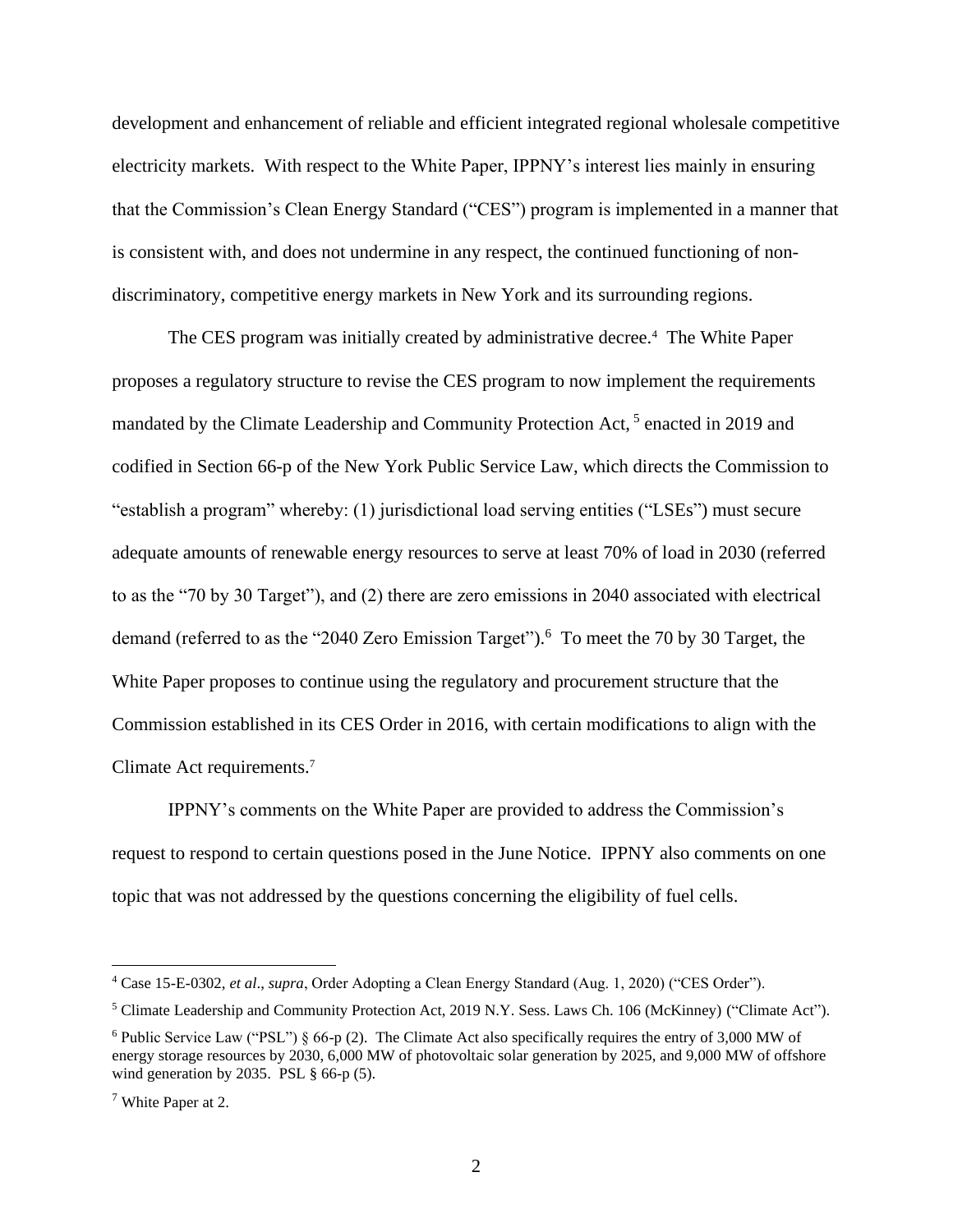development and enhancement of reliable and efficient integrated regional wholesale competitive electricity markets. With respect to the White Paper, IPPNY's interest lies mainly in ensuring that the Commission's Clean Energy Standard ("CES") program is implemented in a manner that is consistent with, and does not undermine in any respect, the continued functioning of non-discriminatory, competitive energy markets in New York and its surrounding regions.

The CES program was initially created by administrative decree.[4] The White Paper proposes a regulatory structure to revise the CES program to now implement the requirements mandated by the Climate Leadership and Community Protection Act,[5] enacted in 2019 and codified in Section 66-p of the New York Public Service Law, which directs the Commission to "establish a program" whereby: (1) jurisdictional load serving entities ("LSEs") must secure adequate amounts of renewable energy resources to serve at least 70% of load in 2030 (referred to as the "70 by 30 Target"), and (2) there are zero emissions in 2040 associated with electrical demand (referred to as the "2040 Zero Emission Target").[6] To meet the 70 by 30 Target, the White Paper proposes to continue using the regulatory and procurement structure that the Commission established in its CES Order in 2016, with certain modifications to align with the Climate Act requirements.[7]

IPPNY's comments on the White Paper are provided to address the Commission's request to respond to certain questions posed in the June Notice. IPPNY also comments on one topic that was not addressed by the questions concerning the eligibility of fuel cells.

---

[4] Case 15-E-0302, *et al*., *supra*, Order Adopting a Clean Energy Standard (Aug. 1, 2020) ("CES Order").

[5] Climate Leadership and Community Protection Act, 2019 N.Y. Sess. Laws Ch. 106 (McKinney) ("Climate Act").

[6] Public Service Law ("PSL") § 66-p (2). The Climate Act also specifically requires the entry of 3,000 MW of energy storage resources by 2030, 6,000 MW of photovoltaic solar generation by 2025, and 9,000 MW of offshore wind generation by 2035. PSL § 66-p (5).

[7] White Paper at 2.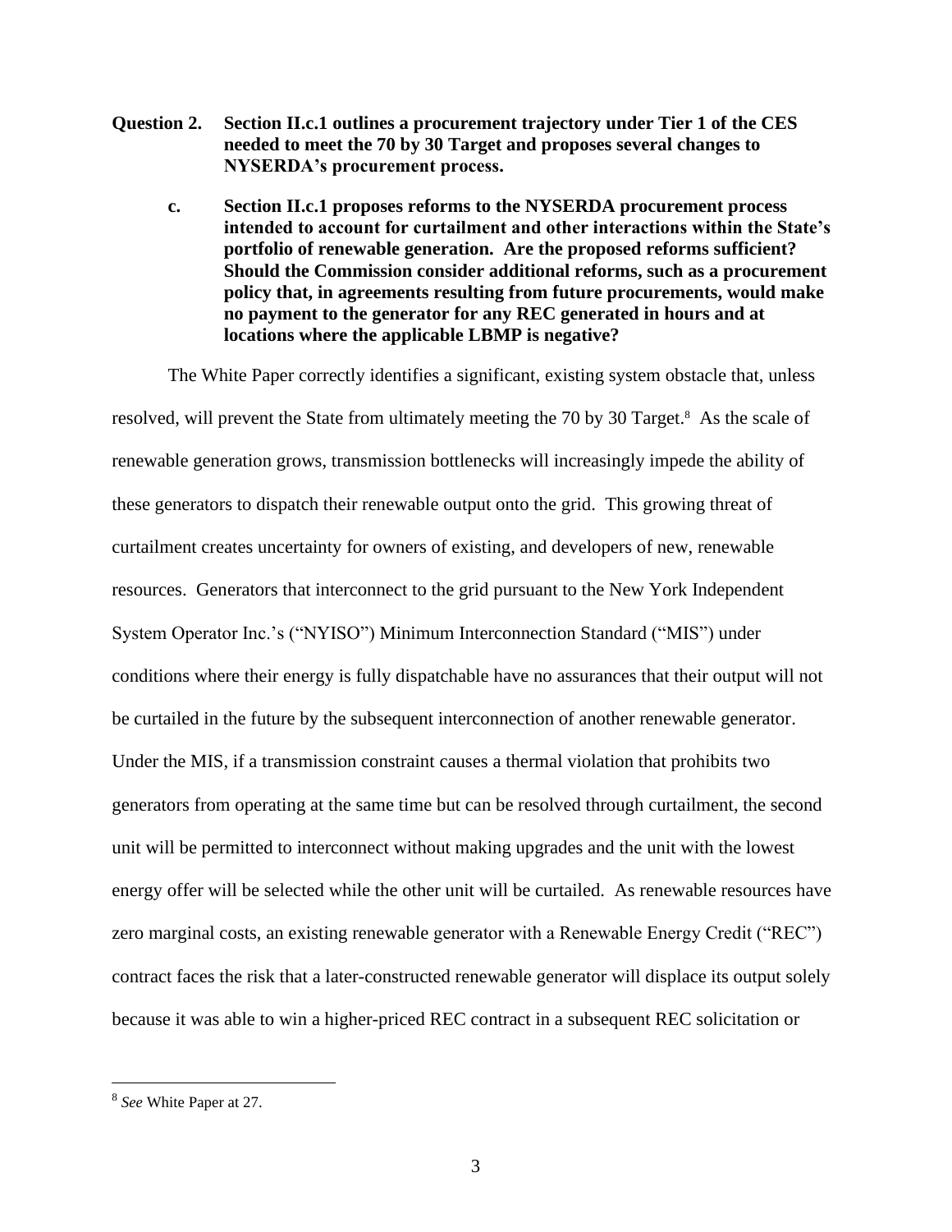**Question 2. Section II.c.1 outlines a procurement trajectory under Tier 1 of the CES needed to meet the 70 by 30 Target and proposes several changes to NYSERDA's procurement process.**

**c. Section II.c.1 proposes reforms to the NYSERDA procurement process intended to account for curtailment and other interactions within the State's portfolio of renewable generation. Are the proposed reforms sufficient? Should the Commission consider additional reforms, such as a procurement policy that, in agreements resulting from future procurements, would make no payment to the generator for any REC generated in hours and at locations where the applicable LBMP is negative?**

The White Paper correctly identifies a significant, existing system obstacle that, unless resolved, will prevent the State from ultimately meeting the 70 by 30 Target.[8] As the scale of renewable generation grows, transmission bottlenecks will increasingly impede the ability of these generators to dispatch their renewable output onto the grid. This growing threat of curtailment creates uncertainty for owners of existing, and developers of new, renewable resources. Generators that interconnect to the grid pursuant to the New York Independent System Operator Inc.'s ("NYISO") Minimum Interconnection Standard ("MIS") under conditions where their energy is fully dispatchable have no assurances that their output will not be curtailed in the future by the subsequent interconnection of another renewable generator. Under the MIS, if a transmission constraint causes a thermal violation that prohibits two generators from operating at the same time but can be resolved through curtailment, the second unit will be permitted to interconnect without making upgrades and the unit with the lowest energy offer will be selected while the other unit will be curtailed. As renewable resources have zero marginal costs, an existing renewable generator with a Renewable Energy Credit ("REC") contract faces the risk that a later-constructed renewable generator will displace its output solely because it was able to win a higher-priced REC contract in a subsequent REC solicitation or

[8] *See* White Paper at 27.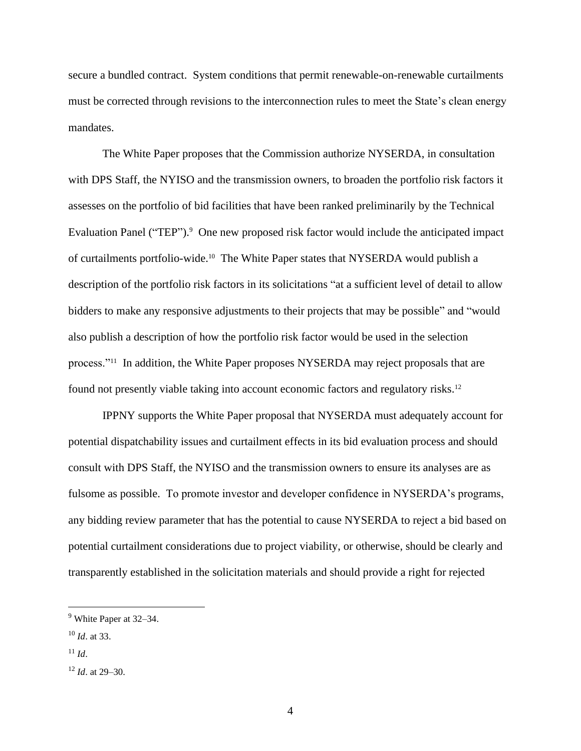secure a bundled contract. System conditions that permit renewable-on-renewable curtailments must be corrected through revisions to the interconnection rules to meet the State's clean energy mandates.

The White Paper proposes that the Commission authorize NYSERDA, in consultation with DPS Staff, the NYISO and the transmission owners, to broaden the portfolio risk factors it assesses on the portfolio of bid facilities that have been ranked preliminarily by the Technical Evaluation Panel ("TEP").[9] One new proposed risk factor would include the anticipated impact of curtailments portfolio-wide.[10] The White Paper states that NYSERDA would publish a description of the portfolio risk factors in its solicitations "at a sufficient level of detail to allow bidders to make any responsive adjustments to their projects that may be possible" and "would also publish a description of how the portfolio risk factor would be used in the selection process."[11] In addition, the White Paper proposes NYSERDA may reject proposals that are found not presently viable taking into account economic factors and regulatory risks.[12]

IPPNY supports the White Paper proposal that NYSERDA must adequately account for potential dispatchability issues and curtailment effects in its bid evaluation process and should consult with DPS Staff, the NYISO and the transmission owners to ensure its analyses are as fulsome as possible. To promote investor and developer confidence in NYSERDA's programs, any bidding review parameter that has the potential to cause NYSERDA to reject a bid based on potential curtailment considerations due to project viability, or otherwise, should be clearly and transparently established in the solicitation materials and should provide a right for rejected

---

[9] White Paper at 32–34.

[10] *Id*. at 33.

[11] *Id*.

[12] *Id*. at 29–30.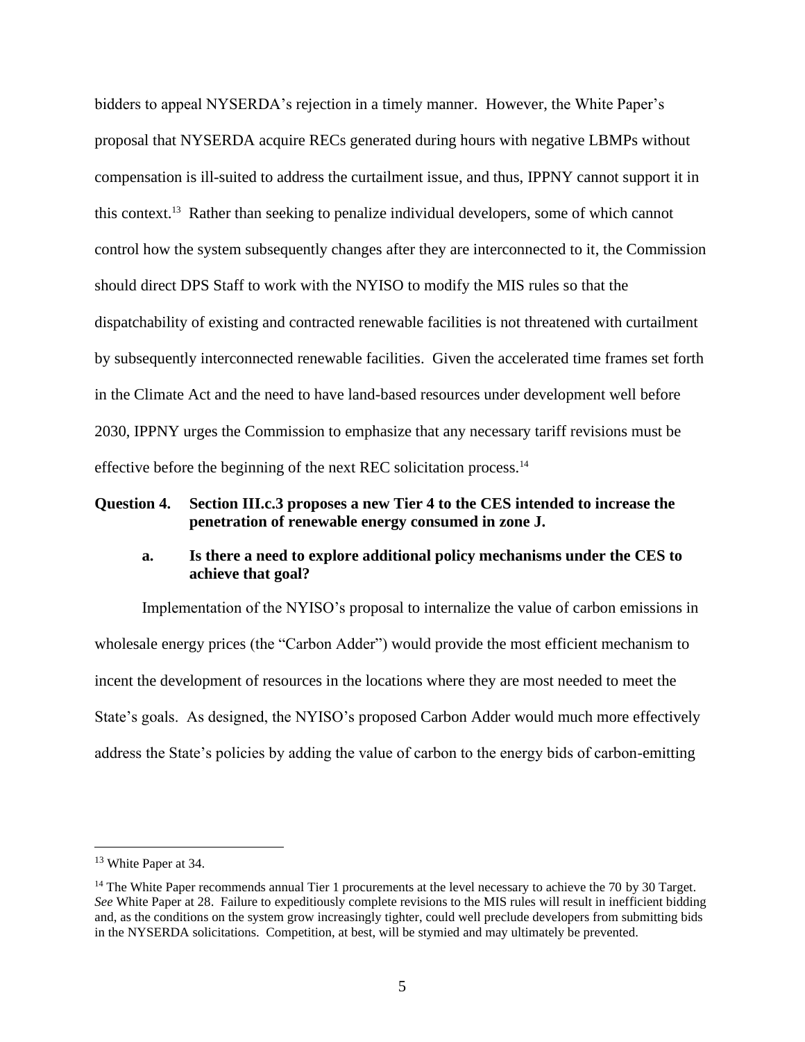bidders to appeal NYSERDA's rejection in a timely manner. However, the White Paper's proposal that NYSERDA acquire RECs generated during hours with negative LBMPs without compensation is ill-suited to address the curtailment issue, and thus, IPPNY cannot support it in this context.[13] Rather than seeking to penalize individual developers, some of which cannot control how the system subsequently changes after they are interconnected to it, the Commission should direct DPS Staff to work with the NYISO to modify the MIS rules so that the dispatchability of existing and contracted renewable facilities is not threatened with curtailment by subsequently interconnected renewable facilities. Given the accelerated time frames set forth in the Climate Act and the need to have land-based resources under development well before 2030, IPPNY urges the Commission to emphasize that any necessary tariff revisions must be effective before the beginning of the next REC solicitation process.[14]

**Question 4. Section III.c.3 proposes a new Tier 4 to the CES intended to increase the penetration of renewable energy consumed in zone J.**

**a. Is there a need to explore additional policy mechanisms under the CES to achieve that goal?**

Implementation of the NYISO's proposal to internalize the value of carbon emissions in wholesale energy prices (the "Carbon Adder") would provide the most efficient mechanism to incent the development of resources in the locations where they are most needed to meet the State's goals. As designed, the NYISO's proposed Carbon Adder would much more effectively address the State's policies by adding the value of carbon to the energy bids of carbon-emitting

---

[13] White Paper at 34.

[14] The White Paper recommends annual Tier 1 procurements at the level necessary to achieve the 70 by 30 Target. *See* White Paper at 28. Failure to expeditiously complete revisions to the MIS rules will result in inefficient bidding and, as the conditions on the system grow increasingly tighter, could well preclude developers from submitting bids in the NYSERDA solicitations. Competition, at best, will be stymied and may ultimately be prevented.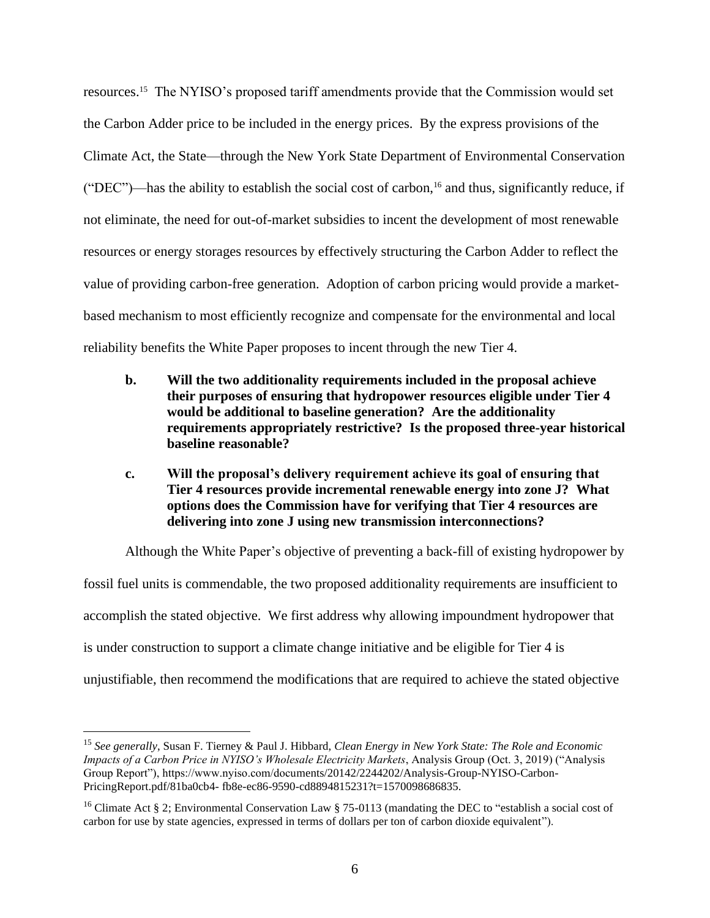resources.[15] The NYISO's proposed tariff amendments provide that the Commission would set the Carbon Adder price to be included in the energy prices. By the express provisions of the Climate Act, the State—through the New York State Department of Environmental Conservation ("DEC")—has the ability to establish the social cost of carbon,[16] and thus, significantly reduce, if not eliminate, the need for out-of-market subsidies to incent the development of most renewable resources or energy storages resources by effectively structuring the Carbon Adder to reflect the value of providing carbon-free generation. Adoption of carbon pricing would provide a market-based mechanism to most efficiently recognize and compensate for the environmental and local reliability benefits the White Paper proposes to incent through the new Tier 4.

**b. Will the two additionality requirements included in the proposal achieve their purposes of ensuring that hydropower resources eligible under Tier 4 would be additional to baseline generation? Are the additionality requirements appropriately restrictive? Is the proposed three-year historical baseline reasonable?**

**c. Will the proposal's delivery requirement achieve its goal of ensuring that Tier 4 resources provide incremental renewable energy into zone J? What options does the Commission have for verifying that Tier 4 resources are delivering into zone J using new transmission interconnections?**

Although the White Paper's objective of preventing a back-fill of existing hydropower by fossil fuel units is commendable, the two proposed additionality requirements are insufficient to accomplish the stated objective. We first address why allowing impoundment hydropower that is under construction to support a climate change initiative and be eligible for Tier 4 is unjustifiable, then recommend the modifications that are required to achieve the stated objective

[15] *See generally*, Susan F. Tierney & Paul J. Hibbard, *Clean Energy in New York State: The Role and Economic Impacts of a Carbon Price in NYISO's Wholesale Electricity Markets*, Analysis Group (Oct. 3, 2019) ("Analysis Group Report"), https://www.nyiso.com/documents/20142/2244202/Analysis-Group-NYISO-Carbon-PricingReport.pdf/81ba0cb4- fb8e-ec86-9590-cd8894815231?t=1570098686835.

[16] Climate Act § 2; Environmental Conservation Law § 75-0113 (mandating the DEC to "establish a social cost of carbon for use by state agencies, expressed in terms of dollars per ton of carbon dioxide equivalent").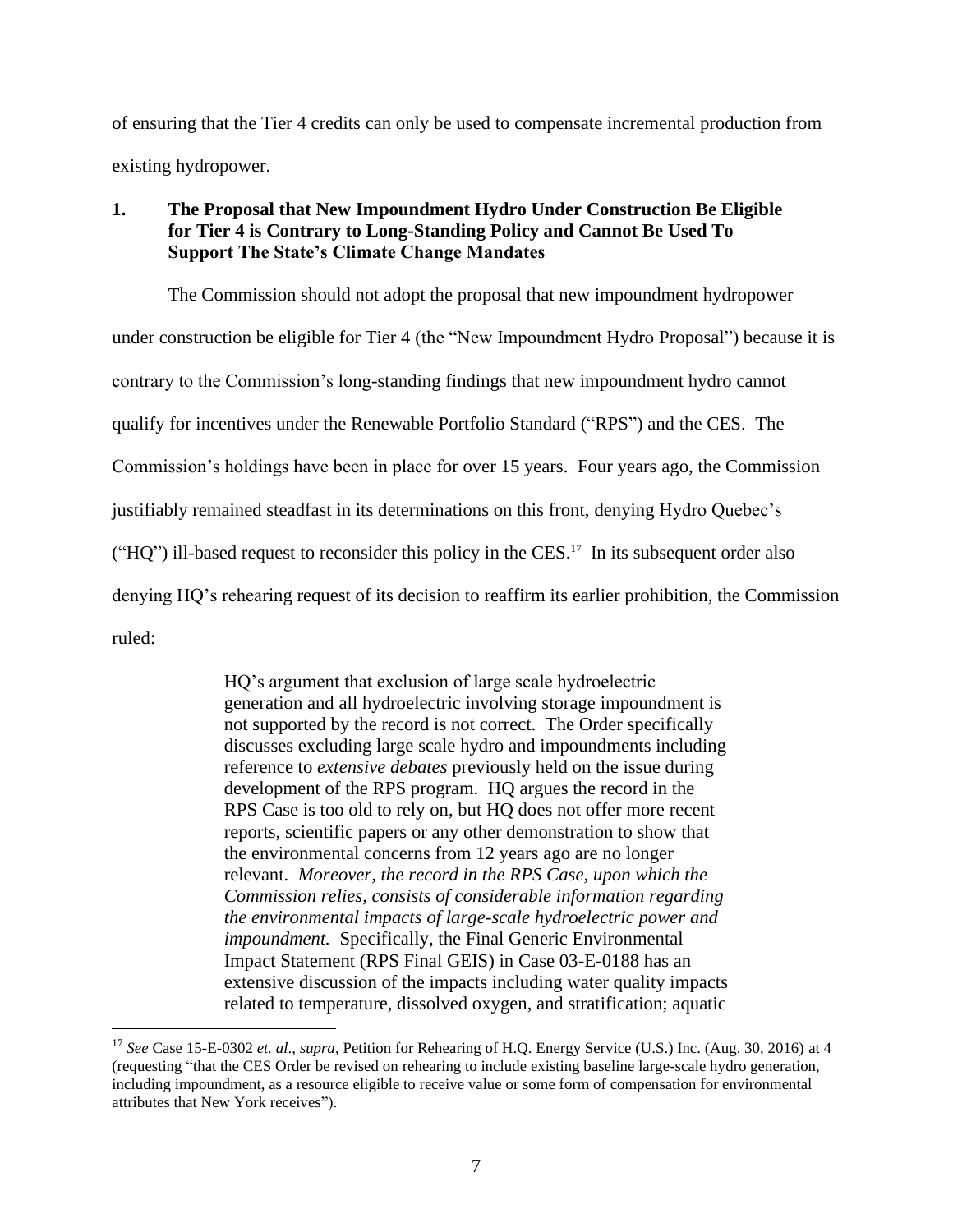of ensuring that the Tier 4 credits can only be used to compensate incremental production from existing hydropower.

### 1. The Proposal that New Impoundment Hydro Under Construction Be Eligible for Tier 4 is Contrary to Long-Standing Policy and Cannot Be Used To Support The State's Climate Change Mandates

The Commission should not adopt the proposal that new impoundment hydropower under construction be eligible for Tier 4 (the "New Impoundment Hydro Proposal") because it is contrary to the Commission's long-standing findings that new impoundment hydro cannot qualify for incentives under the Renewable Portfolio Standard ("RPS") and the CES. The Commission's holdings have been in place for over 15 years. Four years ago, the Commission justifiably remained steadfast in its determinations on this front, denying Hydro Quebec's ("HQ") ill-based request to reconsider this policy in the CES.[17] In its subsequent order also denying HQ's rehearing request of its decision to reaffirm its earlier prohibition, the Commission ruled:

> HQ's argument that exclusion of large scale hydroelectric generation and all hydroelectric involving storage impoundment is not supported by the record is not correct. The Order specifically discusses excluding large scale hydro and impoundments including reference to *extensive debates* previously held on the issue during development of the RPS program. HQ argues the record in the RPS Case is too old to rely on, but HQ does not offer more recent reports, scientific papers or any other demonstration to show that the environmental concerns from 12 years ago are no longer relevant. *Moreover, the record in the RPS Case, upon which the Commission relies, consists of considerable information regarding the environmental impacts of large-scale hydroelectric power and impoundment.* Specifically, the Final Generic Environmental Impact Statement (RPS Final GEIS) in Case 03-E-0188 has an extensive discussion of the impacts including water quality impacts related to temperature, dissolved oxygen, and stratification; aquatic

[17] *See* Case 15-E-0302 *et. al*., *supra*, Petition for Rehearing of H.Q. Energy Service (U.S.) Inc. (Aug. 30, 2016) at 4 (requesting "that the CES Order be revised on rehearing to include existing baseline large-scale hydro generation, including impoundment, as a resource eligible to receive value or some form of compensation for environmental attributes that New York receives").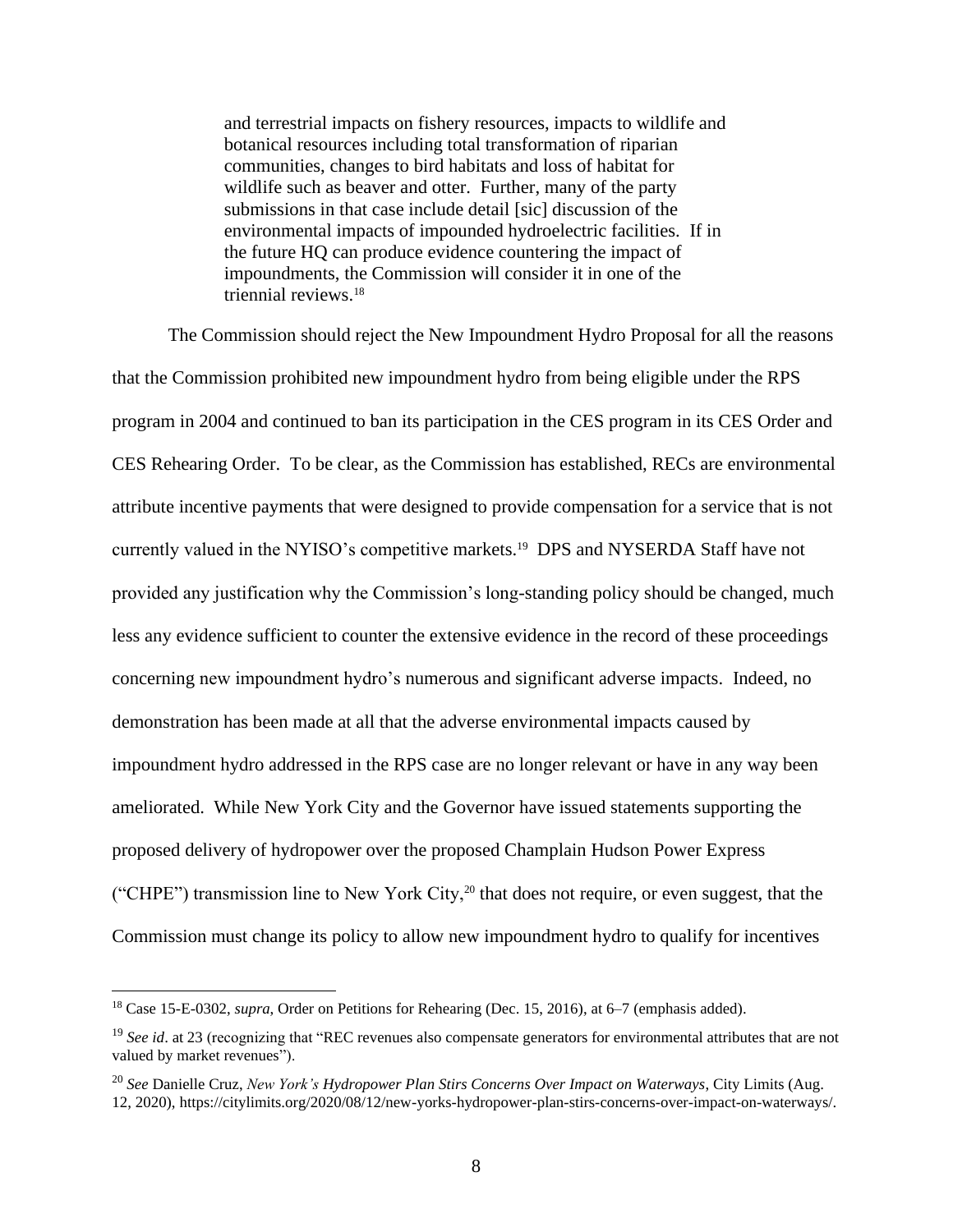> and terrestrial impacts on fishery resources, impacts to wildlife and botanical resources including total transformation of riparian communities, changes to bird habitats and loss of habitat for wildlife such as beaver and otter. Further, many of the party submissions in that case include detail [sic] discussion of the environmental impacts of impounded hydroelectric facilities. If in the future HQ can produce evidence countering the impact of impoundments, the Commission will consider it in one of the triennial reviews.[18]

The Commission should reject the New Impoundment Hydro Proposal for all the reasons that the Commission prohibited new impoundment hydro from being eligible under the RPS program in 2004 and continued to ban its participation in the CES program in its CES Order and CES Rehearing Order. To be clear, as the Commission has established, RECs are environmental attribute incentive payments that were designed to provide compensation for a service that is not currently valued in the NYISO's competitive markets.[19] DPS and NYSERDA Staff have not provided any justification why the Commission's long-standing policy should be changed, much less any evidence sufficient to counter the extensive evidence in the record of these proceedings concerning new impoundment hydro's numerous and significant adverse impacts. Indeed, no demonstration has been made at all that the adverse environmental impacts caused by impoundment hydro addressed in the RPS case are no longer relevant or have in any way been ameliorated. While New York City and the Governor have issued statements supporting the proposed delivery of hydropower over the proposed Champlain Hudson Power Express ("CHPE") transmission line to New York City,[20] that does not require, or even suggest, that the Commission must change its policy to allow new impoundment hydro to qualify for incentives

---

[18] Case 15-E-0302, *supra*, Order on Petitions for Rehearing (Dec. 15, 2016), at 6–7 (emphasis added).

[19] *See id*. at 23 (recognizing that "REC revenues also compensate generators for environmental attributes that are not valued by market revenues").

[20] *See* Danielle Cruz, *New York's Hydropower Plan Stirs Concerns Over Impact on Waterways*, City Limits (Aug. 12, 2020), https://citylimits.org/2020/08/12/new-yorks-hydropower-plan-stirs-concerns-over-impact-on-waterways/.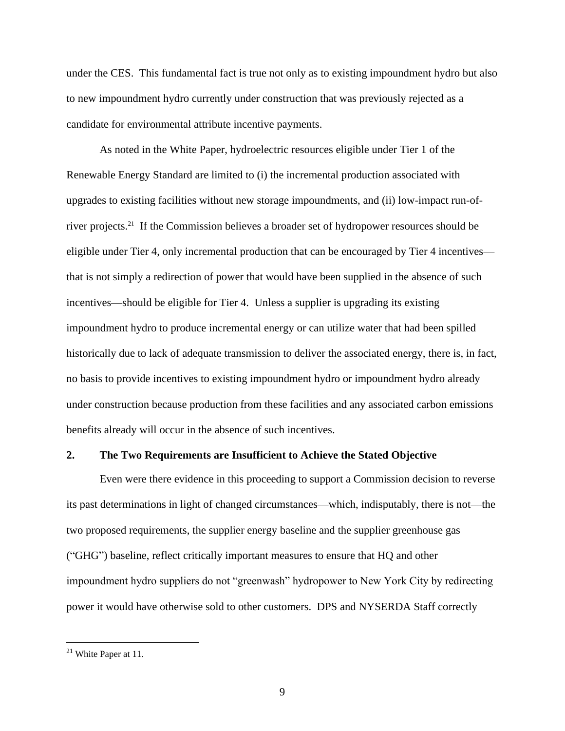under the CES. This fundamental fact is true not only as to existing impoundment hydro but also to new impoundment hydro currently under construction that was previously rejected as a candidate for environmental attribute incentive payments.

As noted in the White Paper, hydroelectric resources eligible under Tier 1 of the Renewable Energy Standard are limited to (i) the incremental production associated with upgrades to existing facilities without new storage impoundments, and (ii) low-impact run-of-river projects.[21] If the Commission believes a broader set of hydropower resources should be eligible under Tier 4, only incremental production that can be encouraged by Tier 4 incentives—that is not simply a redirection of power that would have been supplied in the absence of such incentives—should be eligible for Tier 4. Unless a supplier is upgrading its existing impoundment hydro to produce incremental energy or can utilize water that had been spilled historically due to lack of adequate transmission to deliver the associated energy, there is, in fact, no basis to provide incentives to existing impoundment hydro or impoundment hydro already under construction because production from these facilities and any associated carbon emissions benefits already will occur in the absence of such incentives.

### 2. The Two Requirements are Insufficient to Achieve the Stated Objective

Even were there evidence in this proceeding to support a Commission decision to reverse its past determinations in light of changed circumstances—which, indisputably, there is not—the two proposed requirements, the supplier energy baseline and the supplier greenhouse gas ("GHG") baseline, reflect critically important measures to ensure that HQ and other impoundment hydro suppliers do not "greenwash" hydropower to New York City by redirecting power it would have otherwise sold to other customers. DPS and NYSERDA Staff correctly

[21] White Paper at 11.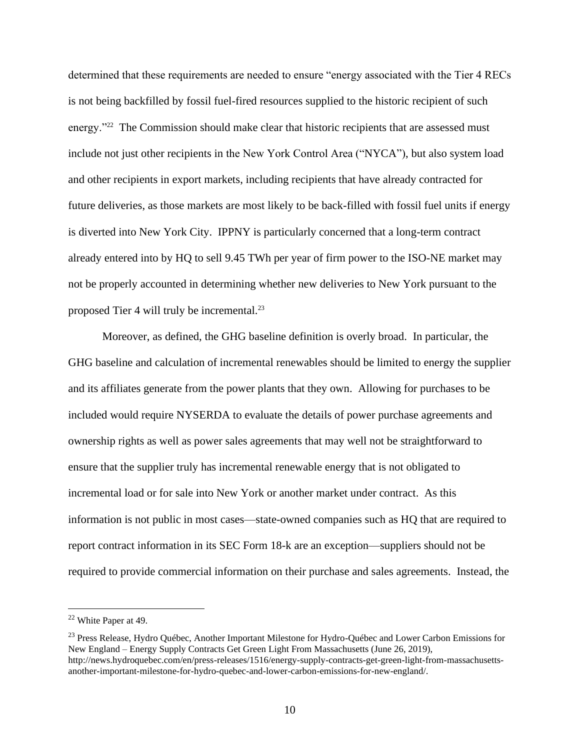determined that these requirements are needed to ensure "energy associated with the Tier 4 RECs is not being backfilled by fossil fuel-fired resources supplied to the historic recipient of such energy."[22] The Commission should make clear that historic recipients that are assessed must include not just other recipients in the New York Control Area ("NYCA"), but also system load and other recipients in export markets, including recipients that have already contracted for future deliveries, as those markets are most likely to be back-filled with fossil fuel units if energy is diverted into New York City. IPPNY is particularly concerned that a long-term contract already entered into by HQ to sell 9.45 TWh per year of firm power to the ISO-NE market may not be properly accounted in determining whether new deliveries to New York pursuant to the proposed Tier 4 will truly be incremental.[23]

Moreover, as defined, the GHG baseline definition is overly broad. In particular, the GHG baseline and calculation of incremental renewables should be limited to energy the supplier and its affiliates generate from the power plants that they own. Allowing for purchases to be included would require NYSERDA to evaluate the details of power purchase agreements and ownership rights as well as power sales agreements that may well not be straightforward to ensure that the supplier truly has incremental renewable energy that is not obligated to incremental load or for sale into New York or another market under contract. As this information is not public in most cases—state-owned companies such as HQ that are required to report contract information in its SEC Form 18-k are an exception—suppliers should not be required to provide commercial information on their purchase and sales agreements. Instead, the

---

[22] White Paper at 49.

[23] Press Release, Hydro Québec, Another Important Milestone for Hydro-Québec and Lower Carbon Emissions for New England – Energy Supply Contracts Get Green Light From Massachusetts (June 26, 2019), http://news.hydroquebec.com/en/press-releases/1516/energy-supply-contracts-get-green-light-from-massachusetts-another-important-milestone-for-hydro-quebec-and-lower-carbon-emissions-for-new-england/.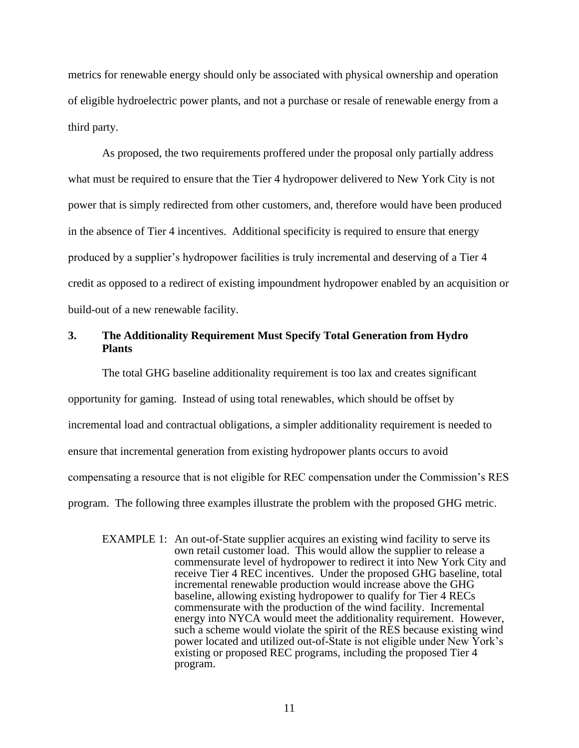metrics for renewable energy should only be associated with physical ownership and operation of eligible hydroelectric power plants, and not a purchase or resale of renewable energy from a third party.

As proposed, the two requirements proffered under the proposal only partially address what must be required to ensure that the Tier 4 hydropower delivered to New York City is not power that is simply redirected from other customers, and, therefore would have been produced in the absence of Tier 4 incentives. Additional specificity is required to ensure that energy produced by a supplier's hydropower facilities is truly incremental and deserving of a Tier 4 credit as opposed to a redirect of existing impoundment hydropower enabled by an acquisition or build-out of a new renewable facility.

### 3. The Additionality Requirement Must Specify Total Generation from Hydro Plants

The total GHG baseline additionality requirement is too lax and creates significant opportunity for gaming. Instead of using total renewables, which should be offset by incremental load and contractual obligations, a simpler additionality requirement is needed to ensure that incremental generation from existing hydropower plants occurs to avoid compensating a resource that is not eligible for REC compensation under the Commission's RES program. The following three examples illustrate the problem with the proposed GHG metric.

EXAMPLE 1: An out-of-State supplier acquires an existing wind facility to serve its own retail customer load. This would allow the supplier to release a commensurate level of hydropower to redirect it into New York City and receive Tier 4 REC incentives. Under the proposed GHG baseline, total incremental renewable production would increase above the GHG baseline, allowing existing hydropower to qualify for Tier 4 RECs commensurate with the production of the wind facility. Incremental energy into NYCA would meet the additionality requirement. However, such a scheme would violate the spirit of the RES because existing wind power located and utilized out-of-State is not eligible under New York's existing or proposed REC programs, including the proposed Tier 4 program.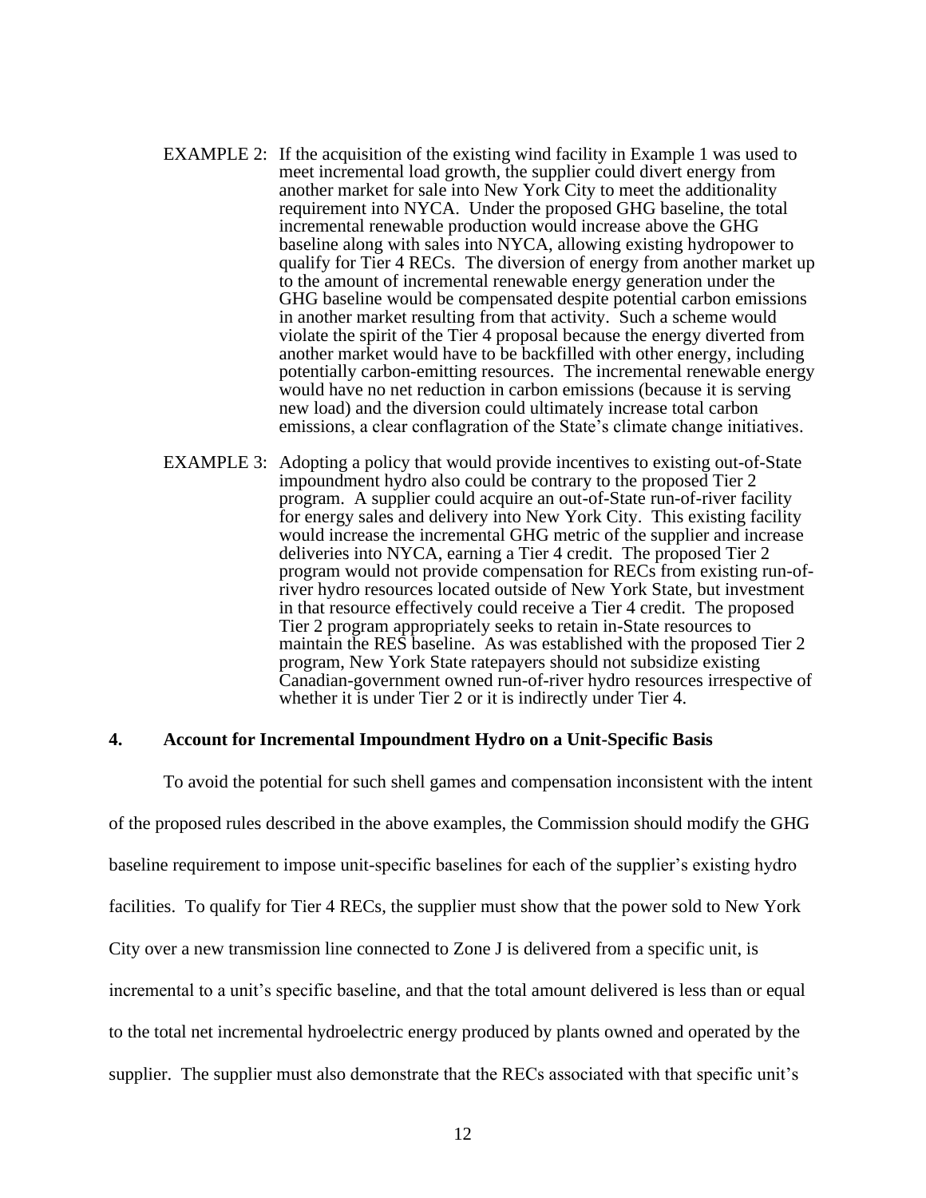EXAMPLE 2: If the acquisition of the existing wind facility in Example 1 was used to meet incremental load growth, the supplier could divert energy from another market for sale into New York City to meet the additionality requirement into NYCA. Under the proposed GHG baseline, the total incremental renewable production would increase above the GHG baseline along with sales into NYCA, allowing existing hydropower to qualify for Tier 4 RECs. The diversion of energy from another market up to the amount of incremental renewable energy generation under the GHG baseline would be compensated despite potential carbon emissions in another market resulting from that activity. Such a scheme would violate the spirit of the Tier 4 proposal because the energy diverted from another market would have to be backfilled with other energy, including potentially carbon-emitting resources. The incremental renewable energy would have no net reduction in carbon emissions (because it is serving new load) and the diversion could ultimately increase total carbon emissions, a clear conflagration of the State's climate change initiatives.

EXAMPLE 3: Adopting a policy that would provide incentives to existing out-of-State impoundment hydro also could be contrary to the proposed Tier 2 program. A supplier could acquire an out-of-State run-of-river facility for energy sales and delivery into New York City. This existing facility would increase the incremental GHG metric of the supplier and increase deliveries into NYCA, earning a Tier 4 credit. The proposed Tier 2 program would not provide compensation for RECs from existing run-of-river hydro resources located outside of New York State, but investment in that resource effectively could receive a Tier 4 credit. The proposed Tier 2 program appropriately seeks to retain in-State resources to maintain the RES baseline. As was established with the proposed Tier 2 program, New York State ratepayers should not subsidize existing Canadian-government owned run-of-river hydro resources irrespective of whether it is under Tier 2 or it is indirectly under Tier 4.

## 4. Account for Incremental Impoundment Hydro on a Unit-Specific Basis

To avoid the potential for such shell games and compensation inconsistent with the intent of the proposed rules described in the above examples, the Commission should modify the GHG baseline requirement to impose unit-specific baselines for each of the supplier's existing hydro facilities. To qualify for Tier 4 RECs, the supplier must show that the power sold to New York City over a new transmission line connected to Zone J is delivered from a specific unit, is incremental to a unit's specific baseline, and that the total amount delivered is less than or equal to the total net incremental hydroelectric energy produced by plants owned and operated by the supplier. The supplier must also demonstrate that the RECs associated with that specific unit's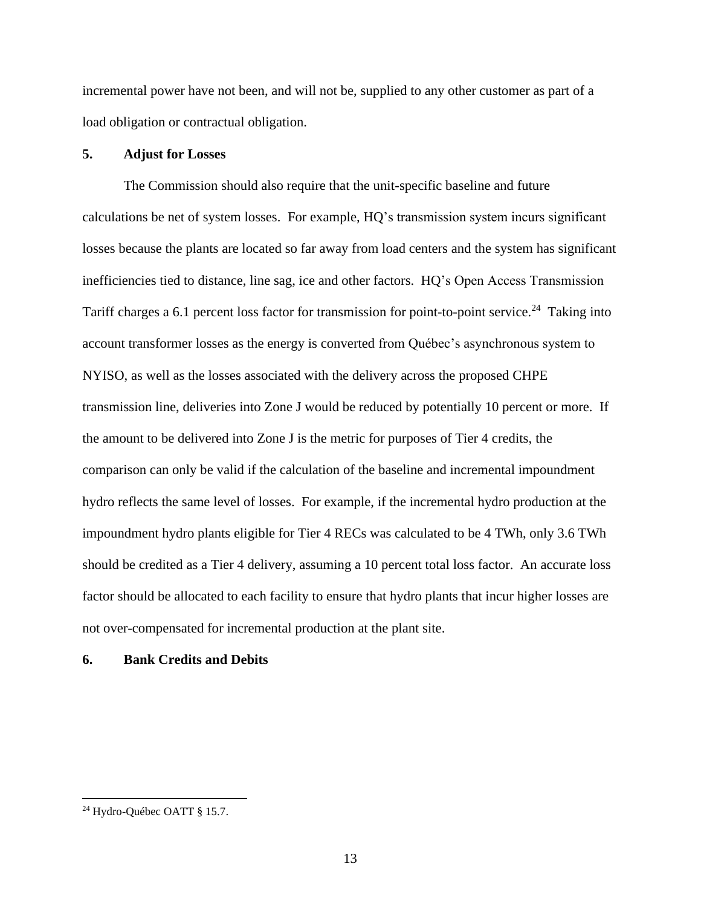incremental power have not been, and will not be, supplied to any other customer as part of a load obligation or contractual obligation.

### 5. Adjust for Losses

The Commission should also require that the unit-specific baseline and future calculations be net of system losses. For example, HQ's transmission system incurs significant losses because the plants are located so far away from load centers and the system has significant inefficiencies tied to distance, line sag, ice and other factors. HQ's Open Access Transmission Tariff charges a 6.1 percent loss factor for transmission for point-to-point service.[24] Taking into account transformer losses as the energy is converted from Québec's asynchronous system to NYISO, as well as the losses associated with the delivery across the proposed CHPE transmission line, deliveries into Zone J would be reduced by potentially 10 percent or more. If the amount to be delivered into Zone J is the metric for purposes of Tier 4 credits, the comparison can only be valid if the calculation of the baseline and incremental impoundment hydro reflects the same level of losses. For example, if the incremental hydro production at the impoundment hydro plants eligible for Tier 4 RECs was calculated to be 4 TWh, only 3.6 TWh should be credited as a Tier 4 delivery, assuming a 10 percent total loss factor. An accurate loss factor should be allocated to each facility to ensure that hydro plants that incur higher losses are not over-compensated for incremental production at the plant site.

### 6. Bank Credits and Debits

---

[24] Hydro-Québec OATT § 15.7.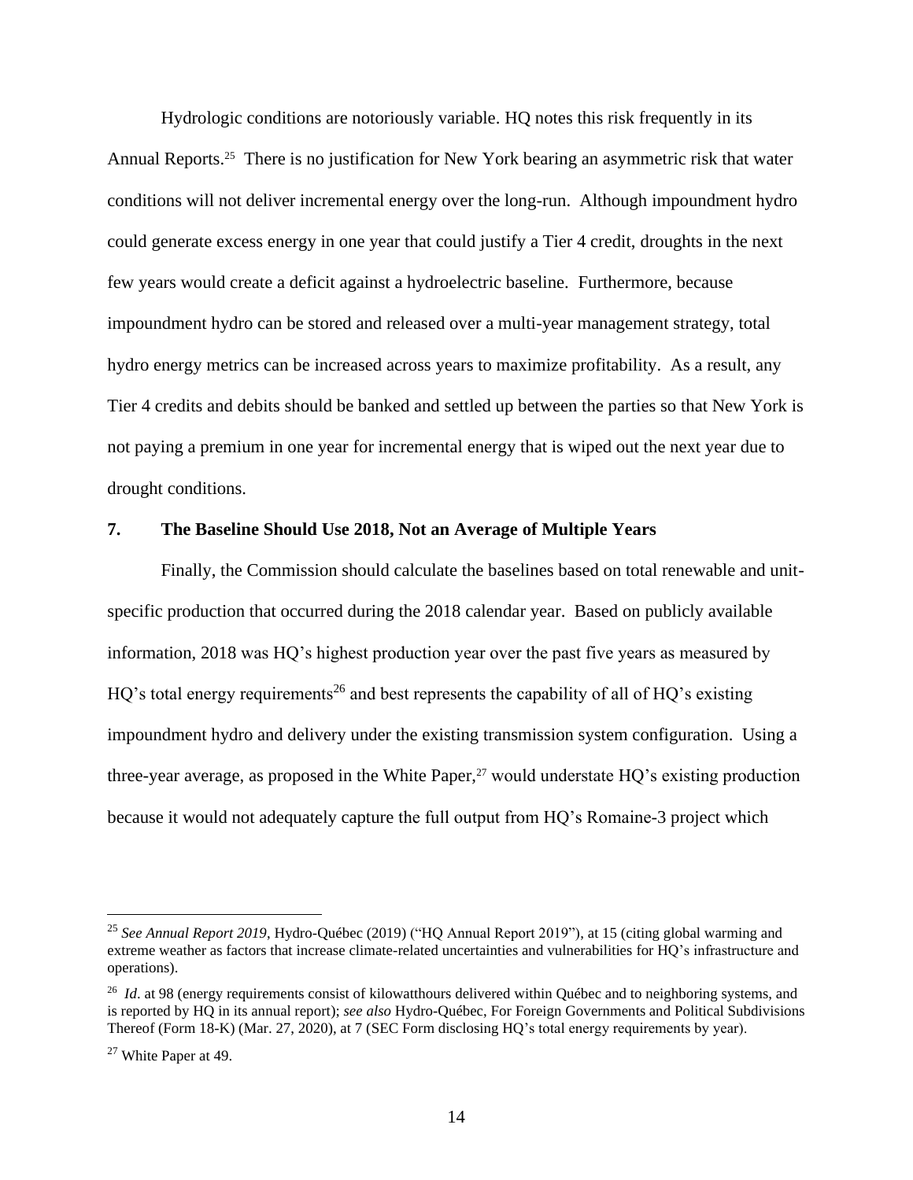Hydrologic conditions are notoriously variable. HQ notes this risk frequently in its Annual Reports.[25] There is no justification for New York bearing an asymmetric risk that water conditions will not deliver incremental energy over the long-run. Although impoundment hydro could generate excess energy in one year that could justify a Tier 4 credit, droughts in the next few years would create a deficit against a hydroelectric baseline. Furthermore, because impoundment hydro can be stored and released over a multi-year management strategy, total hydro energy metrics can be increased across years to maximize profitability. As a result, any Tier 4 credits and debits should be banked and settled up between the parties so that New York is not paying a premium in one year for incremental energy that is wiped out the next year due to drought conditions.

### 7. The Baseline Should Use 2018, Not an Average of Multiple Years

Finally, the Commission should calculate the baselines based on total renewable and unit-specific production that occurred during the 2018 calendar year. Based on publicly available information, 2018 was HQ's highest production year over the past five years as measured by HQ's total energy requirements[26] and best represents the capability of all of HQ's existing impoundment hydro and delivery under the existing transmission system configuration. Using a three-year average, as proposed in the White Paper,[27] would understate HQ's existing production because it would not adequately capture the full output from HQ's Romaine-3 project which

---

[25] *See Annual Report 2019*, Hydro-Québec (2019) ("HQ Annual Report 2019"), at 15 (citing global warming and extreme weather as factors that increase climate-related uncertainties and vulnerabilities for HQ's infrastructure and operations).

[26] *Id*. at 98 (energy requirements consist of kilowatthours delivered within Québec and to neighboring systems, and is reported by HQ in its annual report); *see also* Hydro-Québec, For Foreign Governments and Political Subdivisions Thereof (Form 18-K) (Mar. 27, 2020), at 7 (SEC Form disclosing HQ's total energy requirements by year).

[27] White Paper at 49.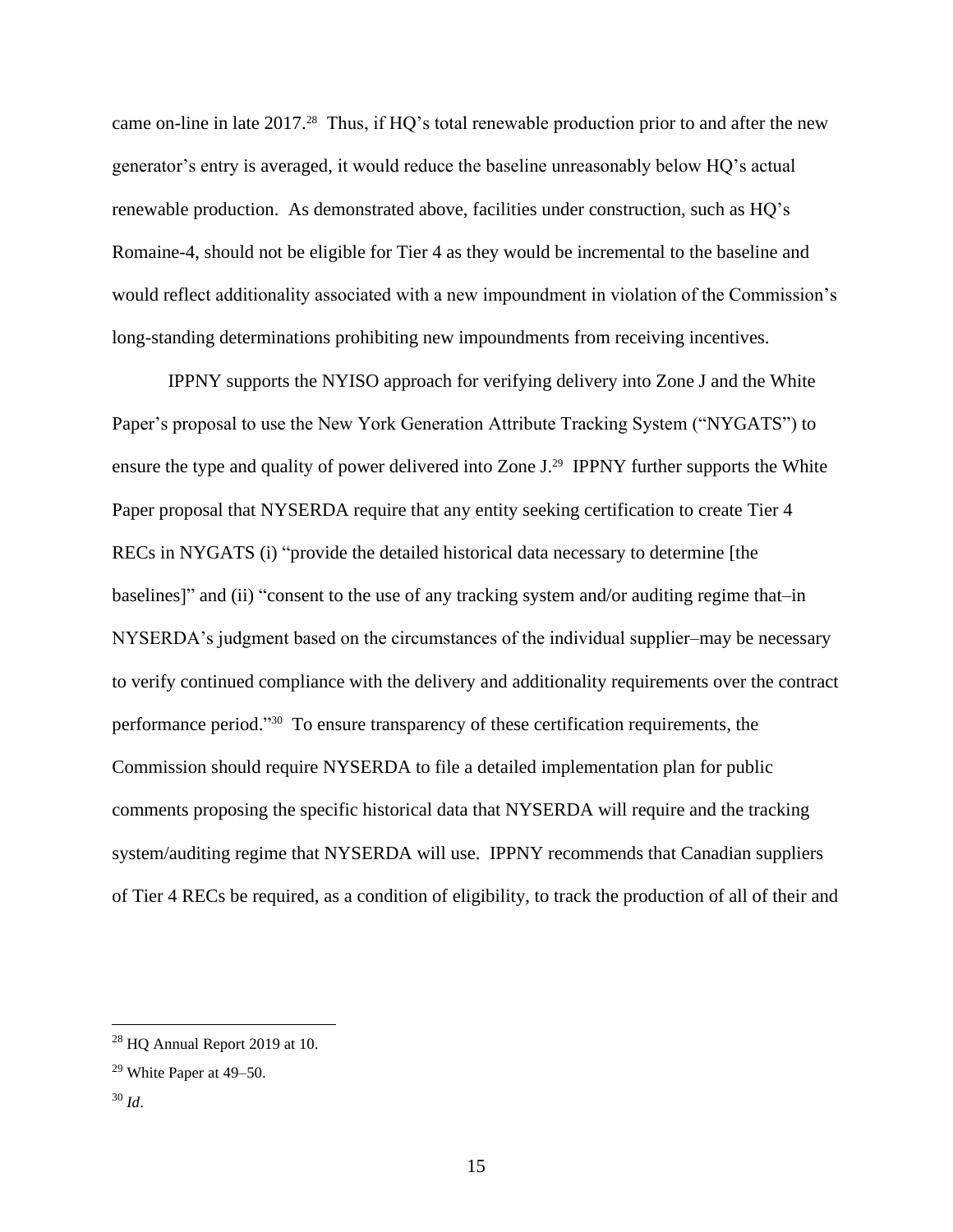came on-line in late 2017.[28] Thus, if HQ's total renewable production prior to and after the new generator's entry is averaged, it would reduce the baseline unreasonably below HQ's actual renewable production. As demonstrated above, facilities under construction, such as HQ's Romaine-4, should not be eligible for Tier 4 as they would be incremental to the baseline and would reflect additionality associated with a new impoundment in violation of the Commission's long-standing determinations prohibiting new impoundments from receiving incentives.

IPPNY supports the NYISO approach for verifying delivery into Zone J and the White Paper's proposal to use the New York Generation Attribute Tracking System ("NYGATS") to ensure the type and quality of power delivered into Zone J.[29] IPPNY further supports the White Paper proposal that NYSERDA require that any entity seeking certification to create Tier 4 RECs in NYGATS (i) "provide the detailed historical data necessary to determine [the baselines]" and (ii) "consent to the use of any tracking system and/or auditing regime that–in NYSERDA's judgment based on the circumstances of the individual supplier–may be necessary to verify continued compliance with the delivery and additionality requirements over the contract performance period."[30] To ensure transparency of these certification requirements, the Commission should require NYSERDA to file a detailed implementation plan for public comments proposing the specific historical data that NYSERDA will require and the tracking system/auditing regime that NYSERDA will use. IPPNY recommends that Canadian suppliers of Tier 4 RECs be required, as a condition of eligibility, to track the production of all of their and

---

[28] HQ Annual Report 2019 at 10.

[29] White Paper at 49–50.

[30] *Id*.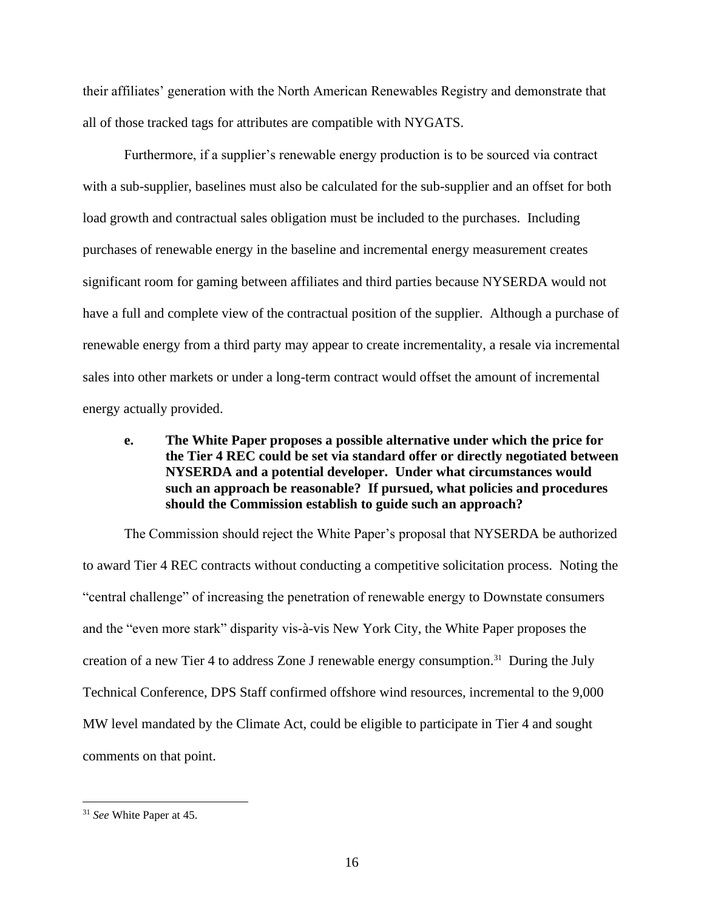their affiliates' generation with the North American Renewables Registry and demonstrate that all of those tracked tags for attributes are compatible with NYGATS.

Furthermore, if a supplier's renewable energy production is to be sourced via contract with a sub-supplier, baselines must also be calculated for the sub-supplier and an offset for both load growth and contractual sales obligation must be included to the purchases. Including purchases of renewable energy in the baseline and incremental energy measurement creates significant room for gaming between affiliates and third parties because NYSERDA would not have a full and complete view of the contractual position of the supplier. Although a purchase of renewable energy from a third party may appear to create incrementality, a resale via incremental sales into other markets or under a long-term contract would offset the amount of incremental energy actually provided.

**e. The White Paper proposes a possible alternative under which the price for the Tier 4 REC could be set via standard offer or directly negotiated between NYSERDA and a potential developer. Under what circumstances would such an approach be reasonable? If pursued, what policies and procedures should the Commission establish to guide such an approach?**

The Commission should reject the White Paper's proposal that NYSERDA be authorized to award Tier 4 REC contracts without conducting a competitive solicitation process. Noting the "central challenge" of increasing the penetration of renewable energy to Downstate consumers and the "even more stark" disparity vis-à-vis New York City, the White Paper proposes the creation of a new Tier 4 to address Zone J renewable energy consumption.[31] During the July Technical Conference, DPS Staff confirmed offshore wind resources, incremental to the 9,000 MW level mandated by the Climate Act, could be eligible to participate in Tier 4 and sought comments on that point.

[31] *See* White Paper at 45.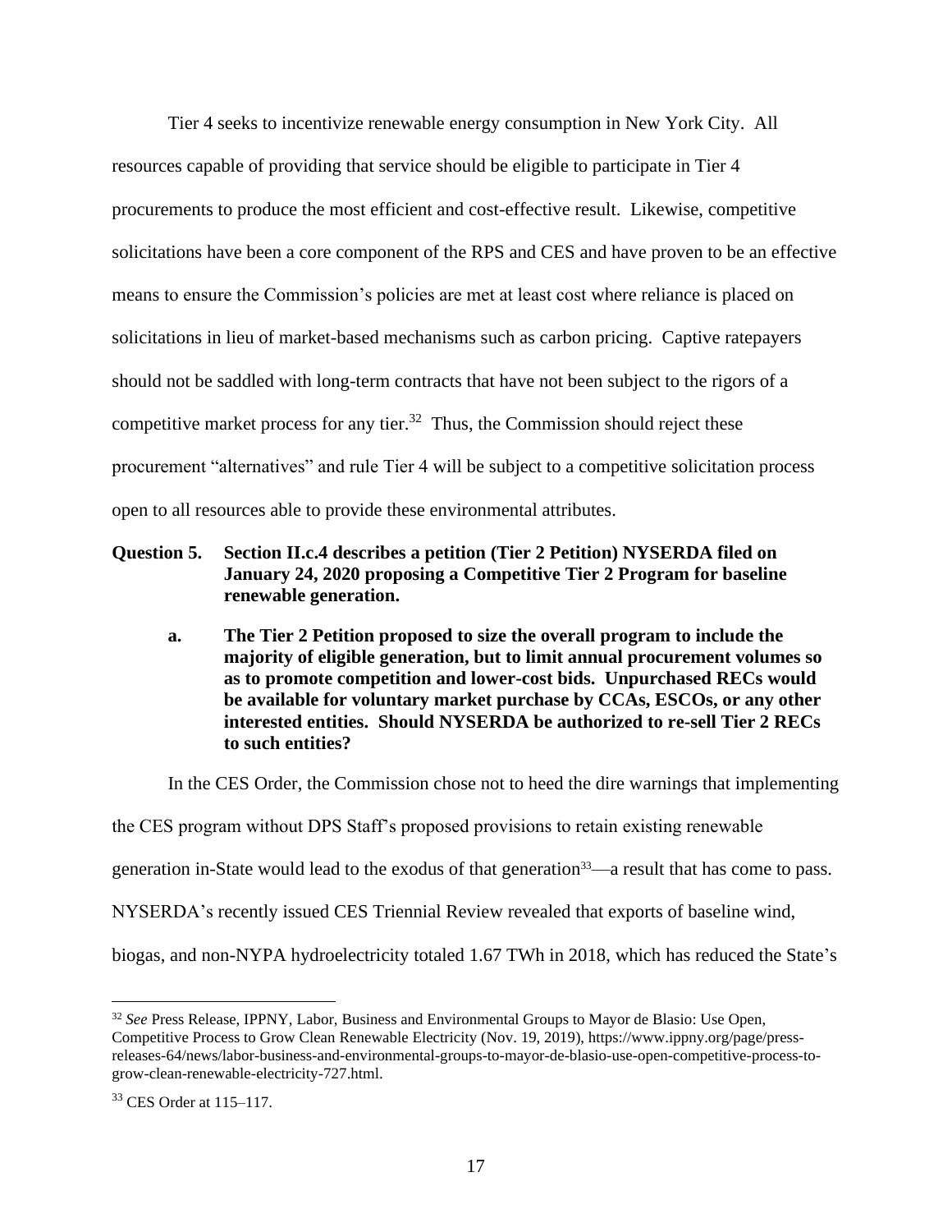Tier 4 seeks to incentivize renewable energy consumption in New York City. All resources capable of providing that service should be eligible to participate in Tier 4 procurements to produce the most efficient and cost-effective result. Likewise, competitive solicitations have been a core component of the RPS and CES and have proven to be an effective means to ensure the Commission's policies are met at least cost where reliance is placed on solicitations in lieu of market-based mechanisms such as carbon pricing. Captive ratepayers should not be saddled with long-term contracts that have not been subject to the rigors of a competitive market process for any tier.[32] Thus, the Commission should reject these procurement "alternatives" and rule Tier 4 will be subject to a competitive solicitation process open to all resources able to provide these environmental attributes.

**Question 5. Section II.c.4 describes a petition (Tier 2 Petition) NYSERDA filed on January 24, 2020 proposing a Competitive Tier 2 Program for baseline renewable generation.**

**a. The Tier 2 Petition proposed to size the overall program to include the majority of eligible generation, but to limit annual procurement volumes so as to promote competition and lower-cost bids. Unpurchased RECs would be available for voluntary market purchase by CCAs, ESCOs, or any other interested entities. Should NYSERDA be authorized to re-sell Tier 2 RECs to such entities?**

In the CES Order, the Commission chose not to heed the dire warnings that implementing the CES program without DPS Staff's proposed provisions to retain existing renewable generation in-State would lead to the exodus of that generation[33]—a result that has come to pass. NYSERDA's recently issued CES Triennial Review revealed that exports of baseline wind, biogas, and non-NYPA hydroelectricity totaled 1.67 TWh in 2018, which has reduced the State's

---

[32] *See* Press Release, IPPNY, Labor, Business and Environmental Groups to Mayor de Blasio: Use Open, Competitive Process to Grow Clean Renewable Electricity (Nov. 19, 2019), https://www.ippny.org/page/press-releases-64/news/labor-business-and-environmental-groups-to-mayor-de-blasio-use-open-competitive-process-to-grow-clean-renewable-electricity-727.html.

[33] CES Order at 115–117.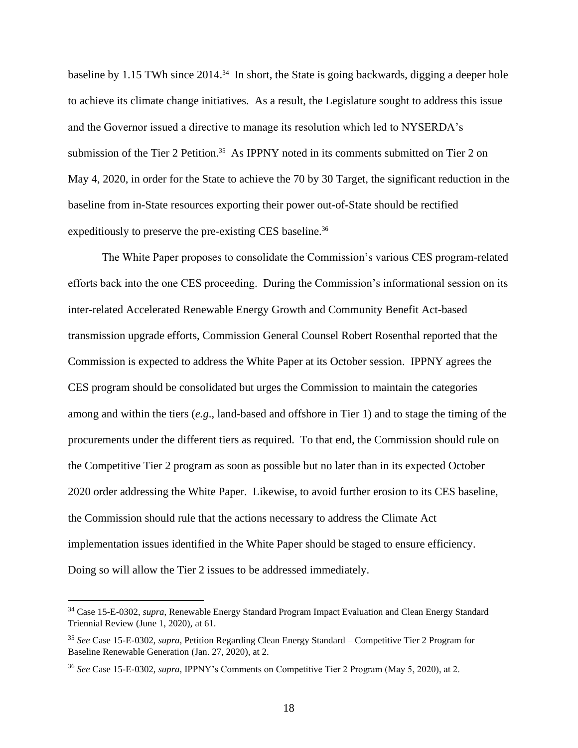baseline by 1.15 TWh since 2014.[34] In short, the State is going backwards, digging a deeper hole to achieve its climate change initiatives. As a result, the Legislature sought to address this issue and the Governor issued a directive to manage its resolution which led to NYSERDA's submission of the Tier 2 Petition.[35] As IPPNY noted in its comments submitted on Tier 2 on May 4, 2020, in order for the State to achieve the 70 by 30 Target, the significant reduction in the baseline from in-State resources exporting their power out-of-State should be rectified expeditiously to preserve the pre-existing CES baseline.[36]

The White Paper proposes to consolidate the Commission's various CES program-related efforts back into the one CES proceeding. During the Commission's informational session on its inter-related Accelerated Renewable Energy Growth and Community Benefit Act-based transmission upgrade efforts, Commission General Counsel Robert Rosenthal reported that the Commission is expected to address the White Paper at its October session. IPPNY agrees the CES program should be consolidated but urges the Commission to maintain the categories among and within the tiers (*e.g*., land-based and offshore in Tier 1) and to stage the timing of the procurements under the different tiers as required. To that end, the Commission should rule on the Competitive Tier 2 program as soon as possible but no later than in its expected October 2020 order addressing the White Paper. Likewise, to avoid further erosion to its CES baseline, the Commission should rule that the actions necessary to address the Climate Act implementation issues identified in the White Paper should be staged to ensure efficiency. Doing so will allow the Tier 2 issues to be addressed immediately.

[34] Case 15-E-0302, *supra*, Renewable Energy Standard Program Impact Evaluation and Clean Energy Standard Triennial Review (June 1, 2020), at 61.

[35] *See* Case 15-E-0302, *supra*, Petition Regarding Clean Energy Standard – Competitive Tier 2 Program for Baseline Renewable Generation (Jan. 27, 2020), at 2.

[36] *See* Case 15-E-0302, *supra*, IPPNY's Comments on Competitive Tier 2 Program (May 5, 2020), at 2.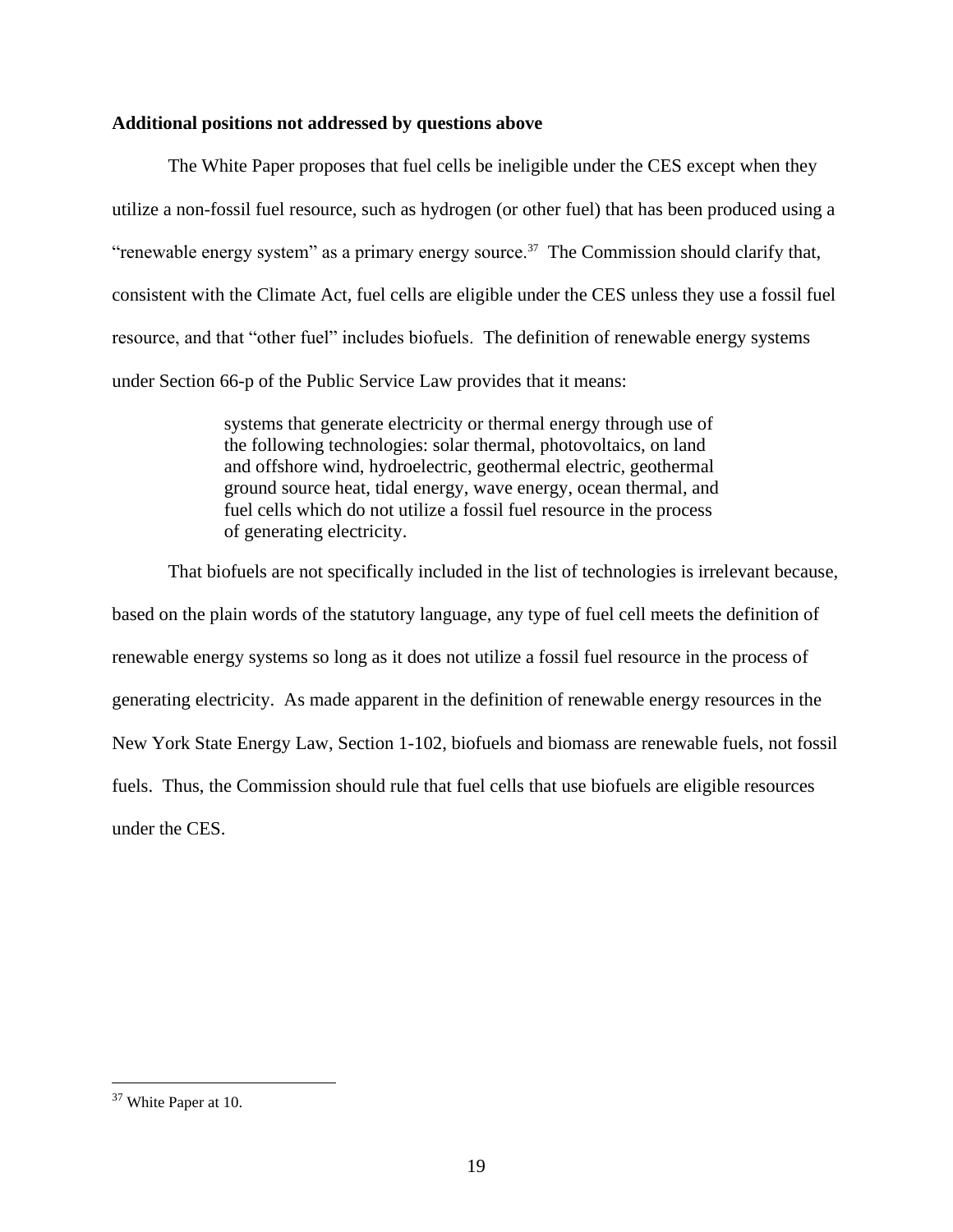**Additional positions not addressed by questions above**

The White Paper proposes that fuel cells be ineligible under the CES except when they utilize a non-fossil fuel resource, such as hydrogen (or other fuel) that has been produced using a "renewable energy system" as a primary energy source.[37] The Commission should clarify that, consistent with the Climate Act, fuel cells are eligible under the CES unless they use a fossil fuel resource, and that "other fuel" includes biofuels. The definition of renewable energy systems under Section 66-p of the Public Service Law provides that it means:

> systems that generate electricity or thermal energy through use of the following technologies: solar thermal, photovoltaics, on land and offshore wind, hydroelectric, geothermal electric, geothermal ground source heat, tidal energy, wave energy, ocean thermal, and fuel cells which do not utilize a fossil fuel resource in the process of generating electricity.

That biofuels are not specifically included in the list of technologies is irrelevant because, based on the plain words of the statutory language, any type of fuel cell meets the definition of renewable energy systems so long as it does not utilize a fossil fuel resource in the process of generating electricity. As made apparent in the definition of renewable energy resources in the New York State Energy Law, Section 1-102, biofuels and biomass are renewable fuels, not fossil fuels. Thus, the Commission should rule that fuel cells that use biofuels are eligible resources under the CES.

---

[37] White Paper at 10.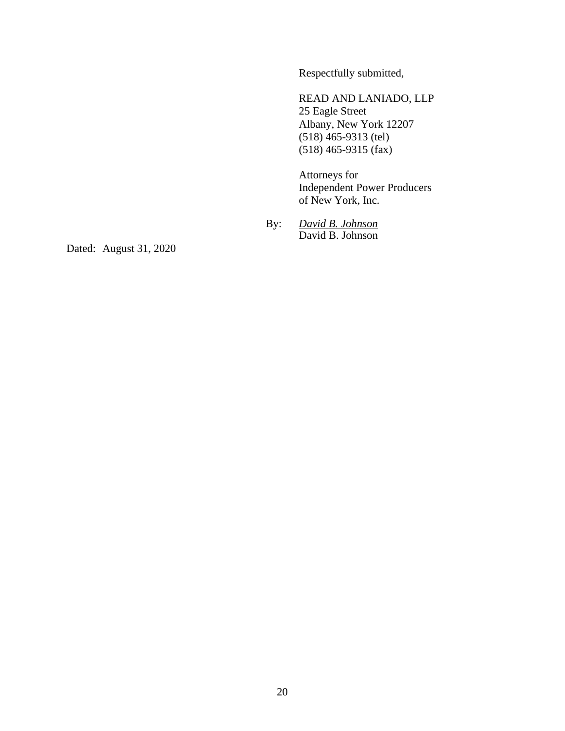Respectfully submitted,

READ AND LANIADO, LLP
25 Eagle Street
Albany, New York 12207
(518) 465-9313 (tel)
(518) 465-9315 (fax)

Attorneys for
Independent Power Producers
of New York, Inc.

By: *David B. Johnson*
David B. Johnson

Dated: August 31, 2020